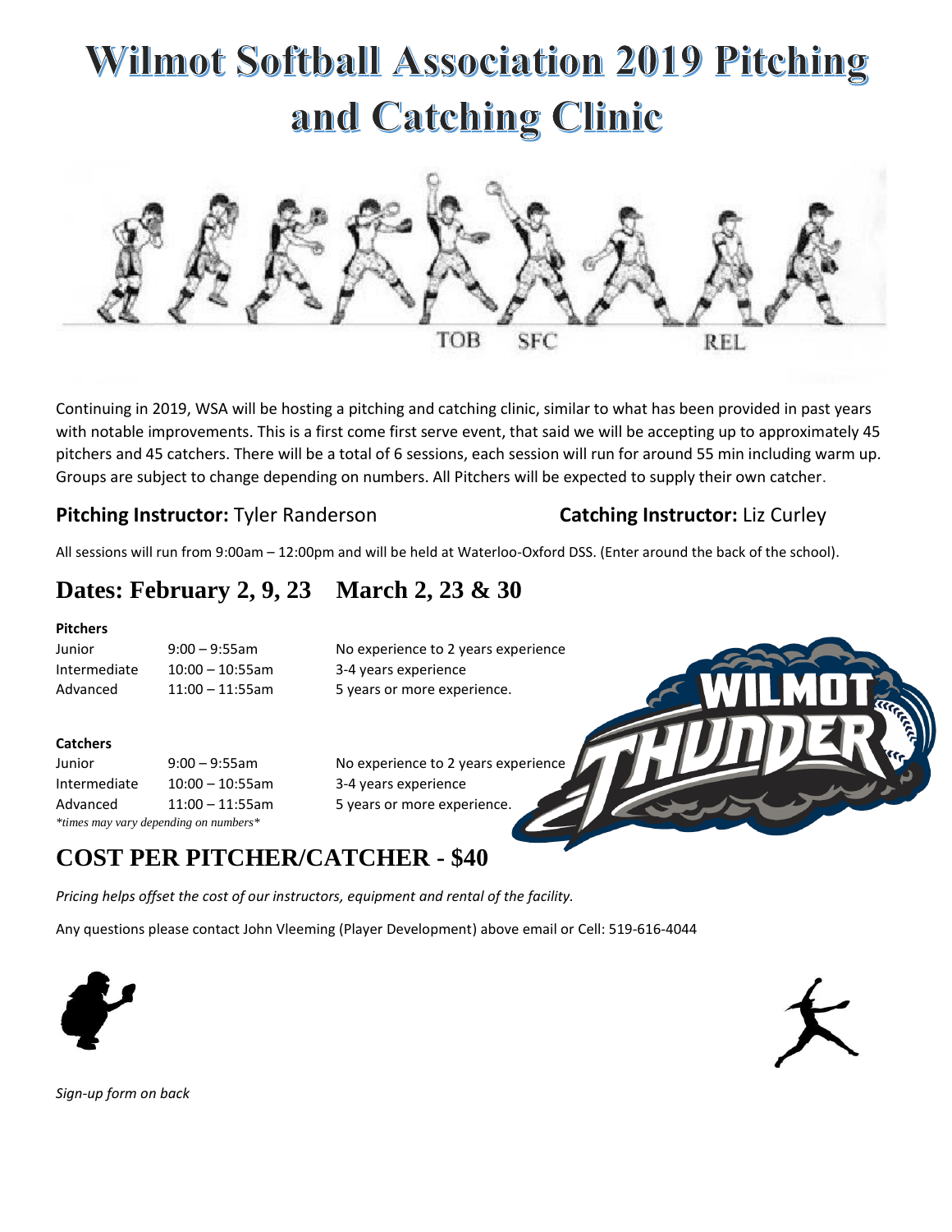# Wilmot Softball Association 2019 Pitching and Catching Clinic

Continuing in 2019, WSA will be hosting a pitching and catching clinic, similar to what has been provided in past years with notable improvements. This is a first come first serve event, that said we will be accepting up to approximately 45 pitchers and 45 catchers. There will be a total of 6 sessions, each session will run for around 55 min including warm up. Groups are subject to change depending on numbers. All Pitchers will be expected to supply their own catcher.

**Pitching Instructor:** Tyler Randerson **Catching Instructor:** Liz Curley

All sessions will run from 9:00am – 12:00pm and will be held at Waterloo-Oxford DSS. (Enter around the back of the school).

## Dates: February 2, 9, 23 March 2, 23 & 30

**Pitchers**

| | | |
|---|---|---|
| Junior | 9:00 – 9:55am | No experience to 2 years experience |
| Intermediate | 10:00 – 10:55am | 3-4 years experience |
| Advanced | 11:00 – 11:55am | 5 years or more experience. |

**Catchers**

| | | |
|---|---|---|
| Junior | 9:00 – 9:55am | No experience to 2 years experience |
| Intermediate | 10:00 – 10:55am | 3-4 years experience |
| Advanced | 11:00 – 11:55am | 5 years or more experience. |

*\*times may vary depending on numbers\**

## COST PER PITCHER/CATCHER - $40

*Pricing helps offset the cost of our instructors, equipment and rental of the facility.*

Any questions please contact John Vleeming (Player Development) above email or Cell: 519-616-4044

*Sign-up form on back*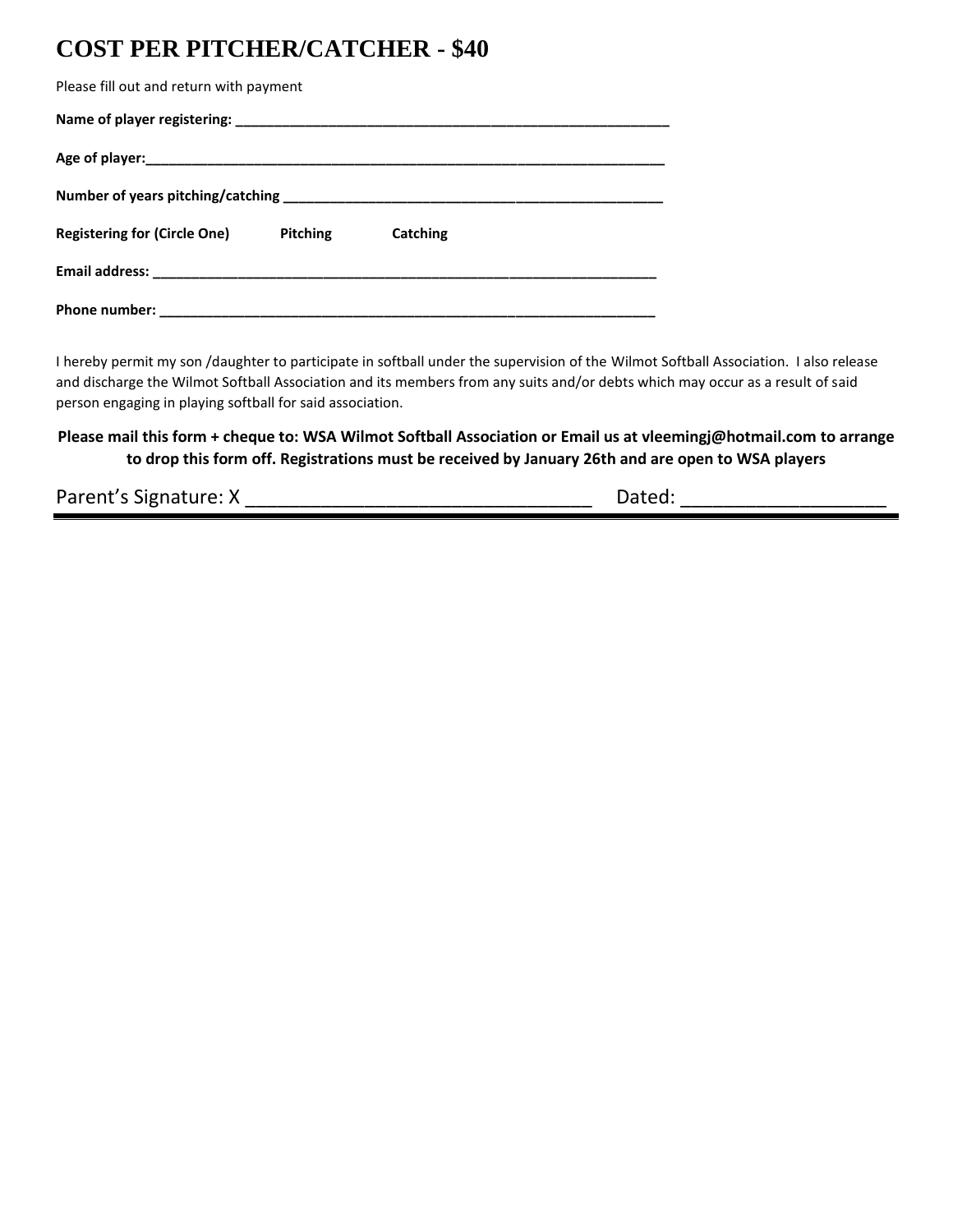# COST PER PITCHER/CATCHER - $40

Please fill out and return with payment

**Name of player registering:** ________________________________________________________

**Age of player:**__________________________________________________________________

**Number of years pitching/catching** _________________________________________________

**Registering for (Circle One)**      **Pitching**      **Catching**

**Email address:** ________________________________________________________________

**Phone number:** ________________________________________________________________

I hereby permit my son /daughter to participate in softball under the supervision of the Wilmot Softball Association. I also release and discharge the Wilmot Softball Association and its members from any suits and/or debts which may occur as a result of said person engaging in playing softball for said association.

**Please mail this form + cheque to: WSA Wilmot Softball Association or Email us at vleemingj@hotmail.com to arrange to drop this form off. Registrations must be received by January 26th and are open to WSA players**

Parent's Signature: X ________________________________ Dated: ___________________